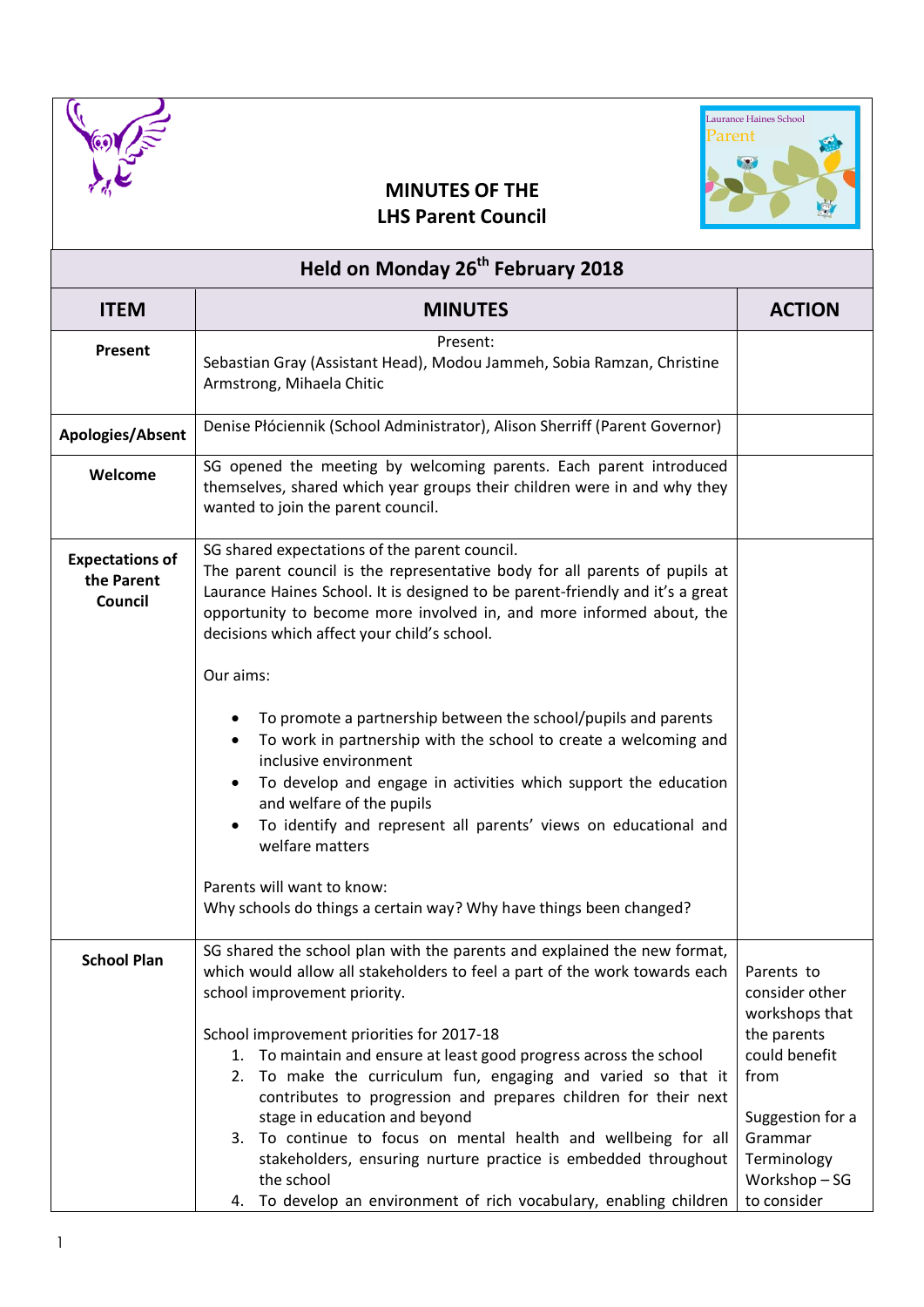# MINUTES OF THE LHS Parent Council

## Held on Monday 26th February 2018

| ITEM | MINUTES | ACTION |
|---|---|---|
| **Present** | Present:<br>Sebastian Gray (Assistant Head), Modou Jammeh, Sobia Ramzan, Christine Armstrong, Mihaela Chitic | |
| **Apologies/Absent** | Denise Płóciennik (School Administrator), Alison Sherriff (Parent Governor) | |
| **Welcome** | SG opened the meeting by welcoming parents. Each parent introduced themselves, shared which year groups their children were in and why they wanted to join the parent council. | |
| **Expectations of the Parent Council** | SG shared expectations of the parent council.<br>The parent council is the representative body for all parents of pupils at Laurance Haines School. It is designed to be parent-friendly and it's a great opportunity to become more involved in, and more informed about, the decisions which affect your child's school.<br><br>Our aims:<br><br>• To promote a partnership between the school/pupils and parents<br>• To work in partnership with the school to create a welcoming and inclusive environment<br>• To develop and engage in activities which support the education and welfare of the pupils<br>• To identify and represent all parents' views on educational and welfare matters<br><br>Parents will want to know:<br>Why schools do things a certain way? Why have things been changed? | |
| **School Plan** | SG shared the school plan with the parents and explained the new format, which would allow all stakeholders to feel a part of the work towards each school improvement priority.<br><br>School improvement priorities for 2017-18<br>1. To maintain and ensure at least good progress across the school<br>2. To make the curriculum fun, engaging and varied so that it contributes to progression and prepares children for their next stage in education and beyond<br>3. To continue to focus on mental health and wellbeing for all stakeholders, ensuring nurture practice is embedded throughout the school<br>4. To develop an environment of rich vocabulary, enabling children | Parents to consider other workshops that the parents could benefit from<br><br>Suggestion for a Grammar Terminology Workshop – SG to consider |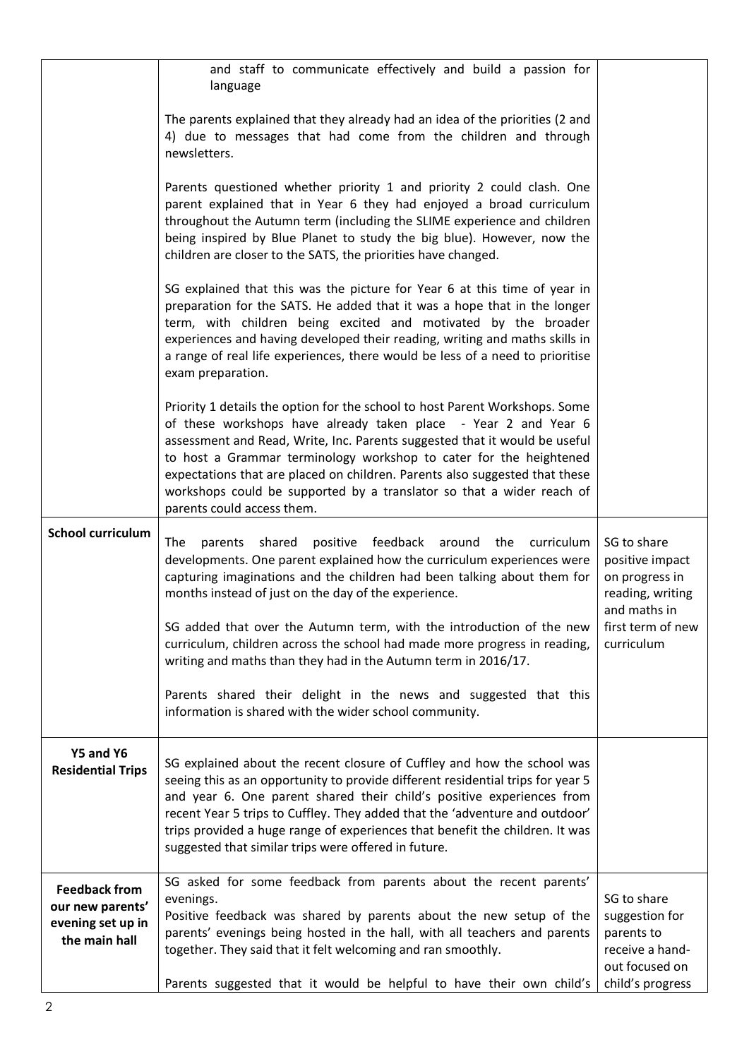| | | |
|---|---|---|
| | and staff to communicate effectively and build a passion for language<br><br>The parents explained that they already had an idea of the priorities (2 and 4) due to messages that had come from the children and through newsletters.<br><br>Parents questioned whether priority 1 and priority 2 could clash. One parent explained that in Year 6 they had enjoyed a broad curriculum throughout the Autumn term (including the SLIME experience and children being inspired by Blue Planet to study the big blue). However, now the children are closer to the SATS, the priorities have changed.<br><br>SG explained that this was the picture for Year 6 at this time of year in preparation for the SATS. He added that it was a hope that in the longer term, with children being excited and motivated by the broader experiences and having developed their reading, writing and maths skills in a range of real life experiences, there would be less of a need to prioritise exam preparation.<br><br>Priority 1 details the option for the school to host Parent Workshops. Some of these workshops have already taken place - Year 2 and Year 6 assessment and Read, Write, Inc. Parents suggested that it would be useful to host a Grammar terminology workshop to cater for the heightened expectations that are placed on children. Parents also suggested that these workshops could be supported by a translator so that a wider reach of parents could access them. | |
| **School curriculum** | The parents shared positive feedback around the curriculum developments. One parent explained how the curriculum experiences were capturing imaginations and the children had been talking about them for months instead of just on the day of the experience.<br><br>SG added that over the Autumn term, with the introduction of the new curriculum, children across the school had made more progress in reading, writing and maths than they had in the Autumn term in 2016/17.<br><br>Parents shared their delight in the news and suggested that this information is shared with the wider school community. | SG to share positive impact on progress in reading, writing and maths in first term of new curriculum |
| **Y5 and Y6 Residential Trips** | SG explained about the recent closure of Cuffley and how the school was seeing this as an opportunity to provide different residential trips for year 5 and year 6. One parent shared their child's positive experiences from recent Year 5 trips to Cuffley. They added that the 'adventure and outdoor' trips provided a huge range of experiences that benefit the children. It was suggested that similar trips were offered in future. | |
| **Feedback from our new parents' evening set up in the main hall** | SG asked for some feedback from parents about the recent parents' evenings.<br>Positive feedback was shared by parents about the new setup of the parents' evenings being hosted in the hall, with all teachers and parents together. They said that it felt welcoming and ran smoothly.<br><br>Parents suggested that it would be helpful to have their own child's | SG to share suggestion for parents to receive a hand-out focused on child's progress |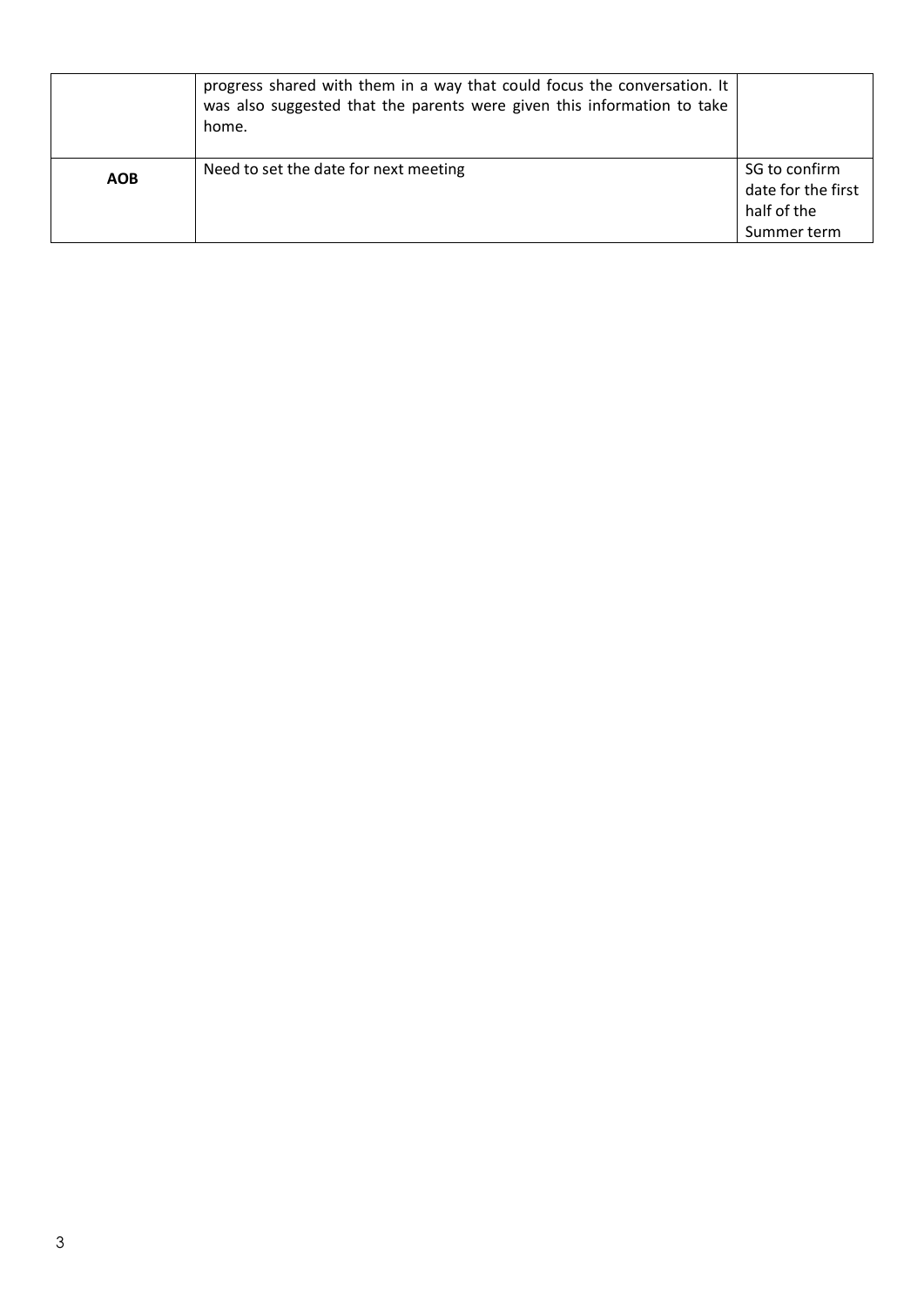| | | |
|---|---|---|
| | progress shared with them in a way that could focus the conversation. It was also suggested that the parents were given this information to take home. | |
| **AOB** | Need to set the date for next meeting | SG to confirm date for the first half of the Summer term |